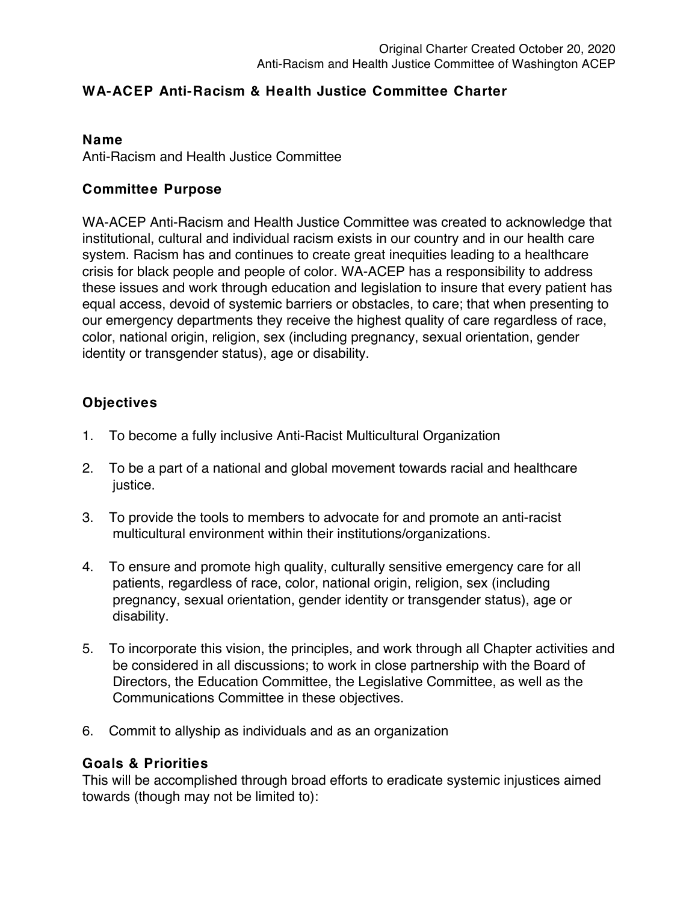Original Charter Created October 20, 2020
Anti-Racism and Health Justice Committee of Washington ACEP

# WA-ACEP Anti-Racism & Health Justice Committee Charter

## Name

Anti-Racism and Health Justice Committee

## Committee Purpose

WA-ACEP Anti-Racism and Health Justice Committee was created to acknowledge that institutional, cultural and individual racism exists in our country and in our health care system. Racism has and continues to create great inequities leading to a healthcare crisis for black people and people of color. WA-ACEP has a responsibility to address these issues and work through education and legislation to insure that every patient has equal access, devoid of systemic barriers or obstacles, to care; that when presenting to our emergency departments they receive the highest quality of care regardless of race, color, national origin, religion, sex (including pregnancy, sexual orientation, gender identity or transgender status), age or disability.

## Objectives

1. To become a fully inclusive Anti-Racist Multicultural Organization
2. To be a part of a national and global movement towards racial and healthcare justice.
3. To provide the tools to members to advocate for and promote an anti-racist multicultural environment within their institutions/organizations.
4. To ensure and promote high quality, culturally sensitive emergency care for all patients, regardless of race, color, national origin, religion, sex (including pregnancy, sexual orientation, gender identity or transgender status), age or disability.
5. To incorporate this vision, the principles, and work through all Chapter activities and be considered in all discussions; to work in close partnership with the Board of Directors, the Education Committee, the Legislative Committee, as well as the Communications Committee in these objectives.
6. Commit to allyship as individuals and as an organization

## Goals & Priorities

This will be accomplished through broad efforts to eradicate systemic injustices aimed towards (though may not be limited to):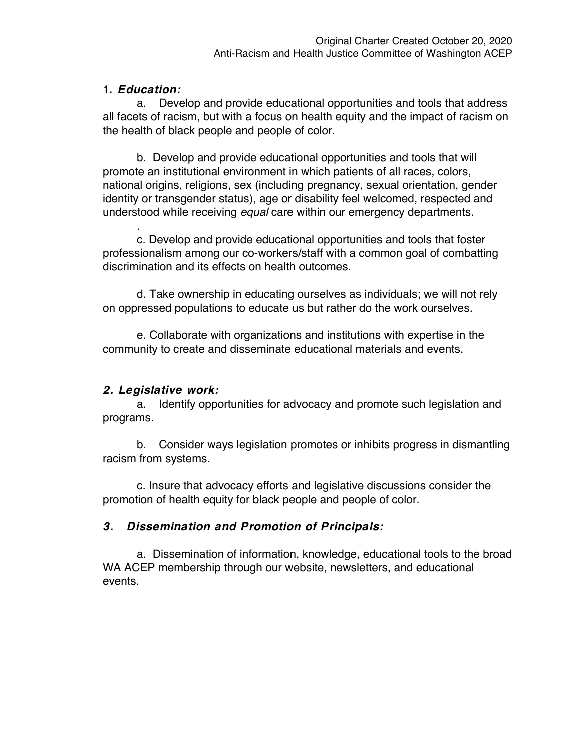1**. *Education:***

a. Develop and provide educational opportunities and tools that address all facets of racism, but with a focus on health equity and the impact of racism on the health of black people and people of color.

b. Develop and provide educational opportunities and tools that will promote an institutional environment in which patients of all races, colors, national origins, religions, sex (including pregnancy, sexual orientation, gender identity or transgender status), age or disability feel welcomed, respected and understood while receiving *equal* care within our emergency departments.

.

c. Develop and provide educational opportunities and tools that foster professionalism among our co-workers/staff with a common goal of combatting discrimination and its effects on health outcomes.

d. Take ownership in educating ourselves as individuals; we will not rely on oppressed populations to educate us but rather do the work ourselves.

e. Collaborate with organizations and institutions with expertise in the community to create and disseminate educational materials and events.

***2. Legislative work:***

a. Identify opportunities for advocacy and promote such legislation and programs.

b. Consider ways legislation promotes or inhibits progress in dismantling racism from systems.

c. Insure that advocacy efforts and legislative discussions consider the promotion of health equity for black people and people of color.

***3. Dissemination and Promotion of Principals:***

a. Dissemination of information, knowledge, educational tools to the broad WA ACEP membership through our website, newsletters, and educational events.